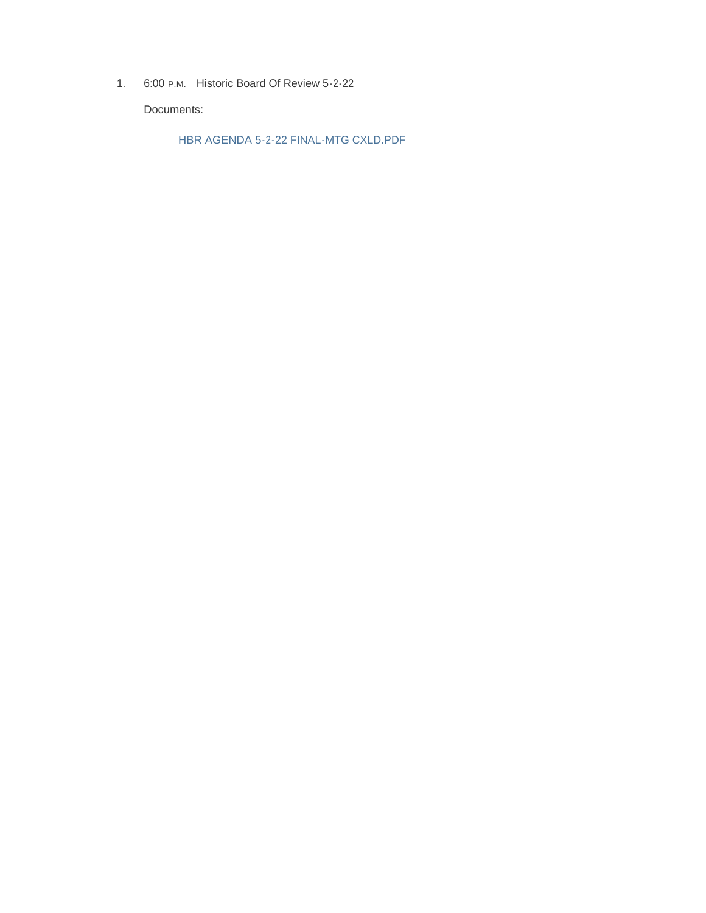1. 6:00 P.M. Historic Board Of Review 5-2-22

   Documents:

   HBR AGENDA 5-2-22 FINAL-MTG CXLD.PDF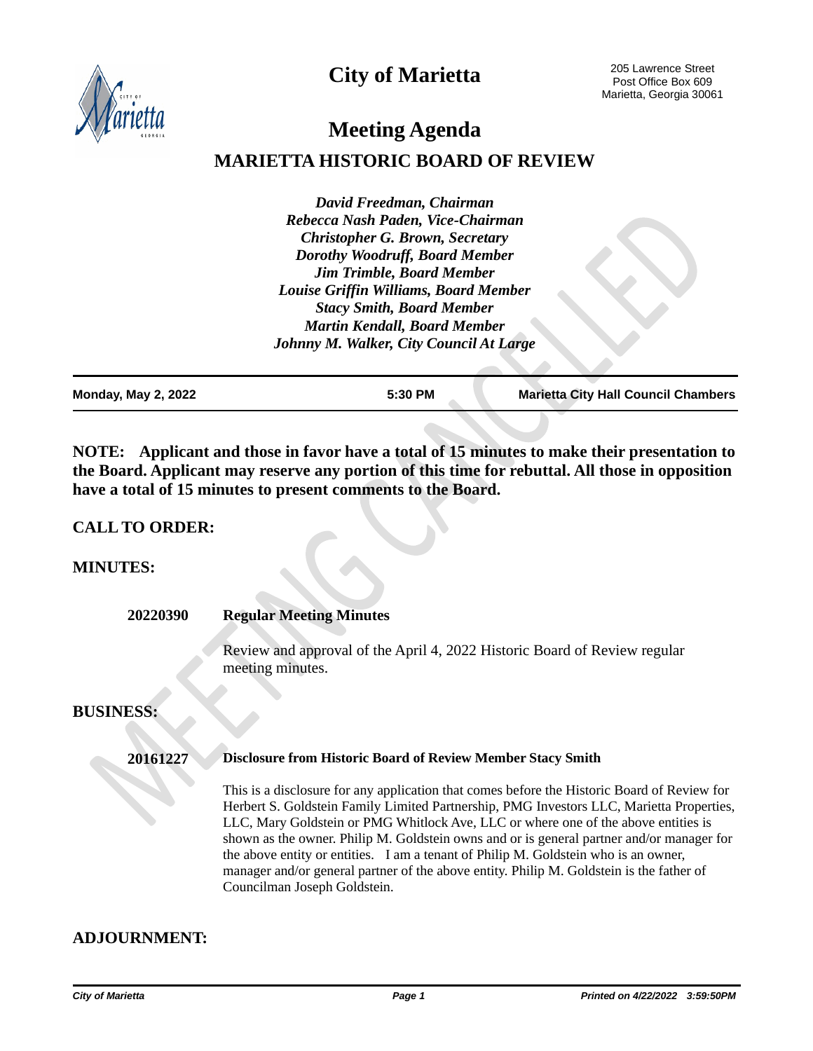# City of Marietta

205 Lawrence Street
Post Office Box 609
Marietta, Georgia 30061

# Meeting Agenda

## MARIETTA HISTORIC BOARD OF REVIEW

*David Freedman, Chairman*
*Rebecca Nash Paden, Vice-Chairman*
*Christopher G. Brown, Secretary*
*Dorothy Woodruff, Board Member*
*Jim Trimble, Board Member*
*Louise Griffin Williams, Board Member*
*Stacy Smith, Board Member*
*Martin Kendall, Board Member*
*Johnny M. Walker, City Council At Large*

MEETING CANCELLED

| Monday, May 2, 2022 | 5:30 PM | Marietta City Hall Council Chambers |
| --- | --- | --- |

**NOTE: Applicant and those in favor have a total of 15 minutes to make their presentation to the Board. Applicant may reserve any portion of this time for rebuttal. All those in opposition have a total of 15 minutes to present comments to the Board.**

## CALL TO ORDER:

## MINUTES:

**20220390 Regular Meeting Minutes**

Review and approval of the April 4, 2022 Historic Board of Review regular meeting minutes.

## BUSINESS:

**20161227 Disclosure from Historic Board of Review Member Stacy Smith**

This is a disclosure for any application that comes before the Historic Board of Review for Herbert S. Goldstein Family Limited Partnership, PMG Investors LLC, Marietta Properties, LLC, Mary Goldstein or PMG Whitlock Ave, LLC or where one of the above entities is shown as the owner. Philip M. Goldstein owns and or is general partner and/or manager for the above entity or entities. I am a tenant of Philip M. Goldstein who is an owner, manager and/or general partner of the above entity. Philip M. Goldstein is the father of Councilman Joseph Goldstein.

## ADJOURNMENT: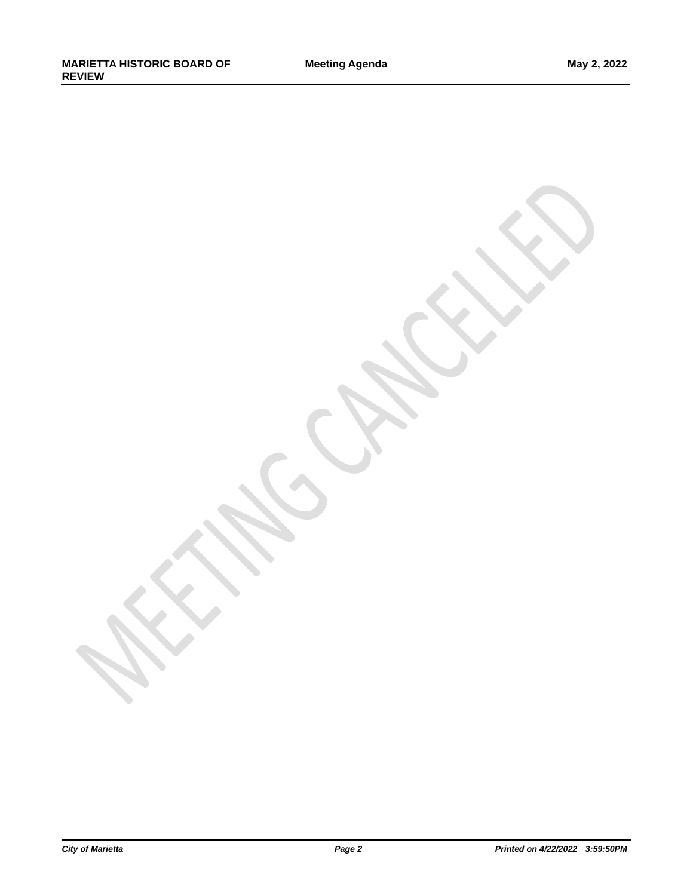MEETING CANCELLED